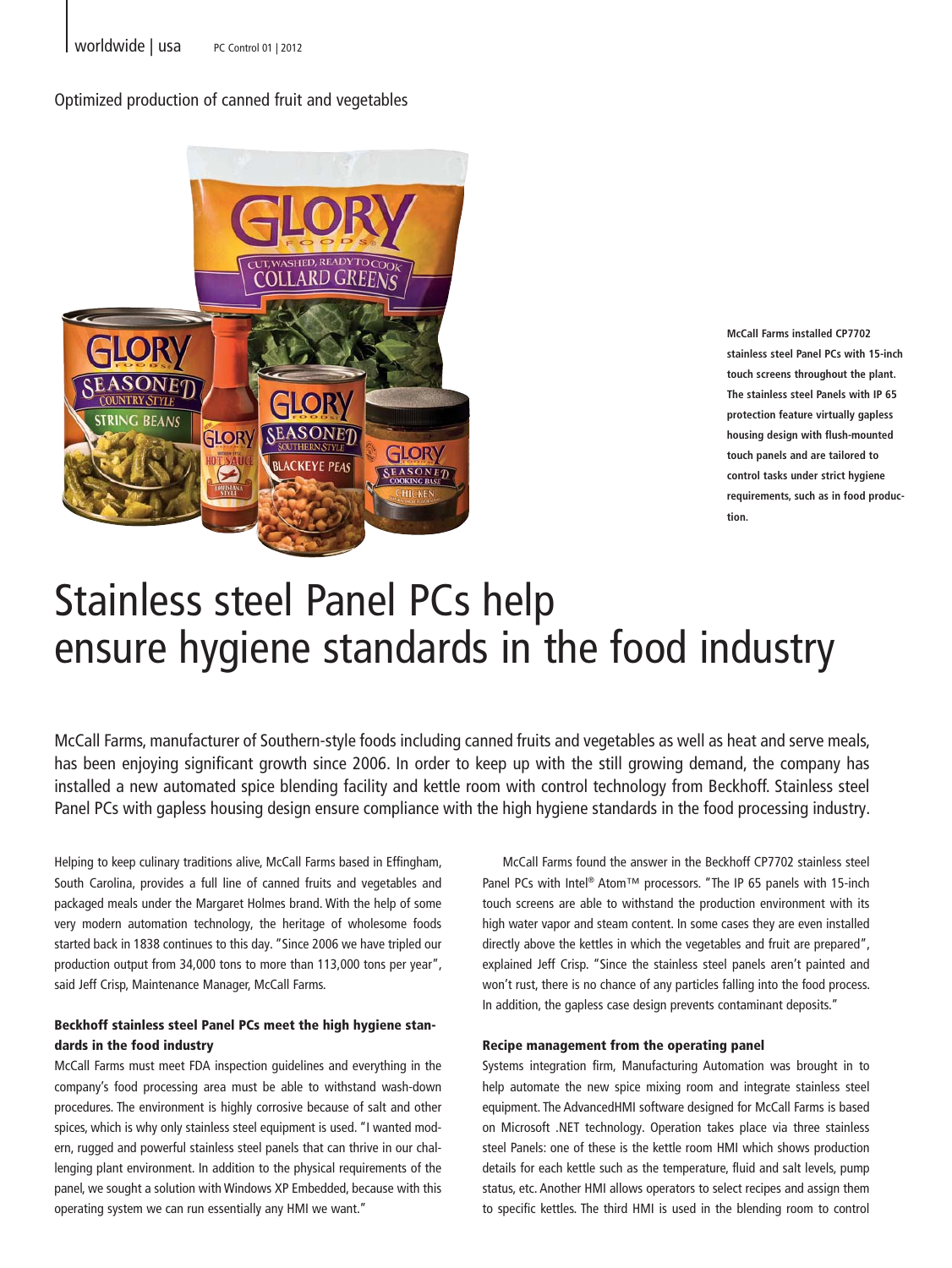Optimized production of canned fruit and vegetables

McCall Farms installed CP7702 stainless steel Panel PCs with 15-inch touch screens throughout the plant. The stainless steel Panels with IP 65 protection feature virtually gapless housing design with flush-mounted touch panels and are tailored to control tasks under strict hygiene requirements, such as in food production.

# Stainless steel Panel PCs help ensure hygiene standards in the food industry

McCall Farms, manufacturer of Southern-style foods including canned fruits and vegetables as well as heat and serve meals, has been enjoying significant growth since 2006. In order to keep up with the still growing demand, the company has installed a new automated spice blending facility and kettle room with control technology from Beckhoff. Stainless steel Panel PCs with gapless housing design ensure compliance with the high hygiene standards in the food processing industry.

Helping to keep culinary traditions alive, McCall Farms based in Effingham, South Carolina, provides a full line of canned fruits and vegetables and packaged meals under the Margaret Holmes brand. With the help of some very modern automation technology, the heritage of wholesome foods started back in 1838 continues to this day. "Since 2006 we have tripled our production output from 34,000 tons to more than 113,000 tons per year", said Jeff Crisp, Maintenance Manager, McCall Farms.

### Beckhoff stainless steel Panel PCs meet the high hygiene standards in the food industry

McCall Farms must meet FDA inspection guidelines and everything in the company's food processing area must be able to withstand wash-down procedures. The environment is highly corrosive because of salt and other spices, which is why only stainless steel equipment is used. "I wanted modern, rugged and powerful stainless steel panels that can thrive in our challenging plant environment. In addition to the physical requirements of the panel, we sought a solution with Windows XP Embedded, because with this operating system we can run essentially any HMI we want."

McCall Farms found the answer in the Beckhoff CP7702 stainless steel Panel PCs with Intel® Atom™ processors. "The IP 65 panels with 15-inch touch screens are able to withstand the production environment with its high water vapor and steam content. In some cases they are even installed directly above the kettles in which the vegetables and fruit are prepared", explained Jeff Crisp. "Since the stainless steel panels aren't painted and won't rust, there is no chance of any particles falling into the food process. In addition, the gapless case design prevents contaminant deposits."

### Recipe management from the operating panel

Systems integration firm, Manufacturing Automation was brought in to help automate the new spice mixing room and integrate stainless steel equipment. The AdvancedHMI software designed for McCall Farms is based on Microsoft .NET technology. Operation takes place via three stainless steel Panels: one of these is the kettle room HMI which shows production details for each kettle such as the temperature, fluid and salt levels, pump status, etc. Another HMI allows operators to select recipes and assign them to specific kettles. The third HMI is used in the blending room to control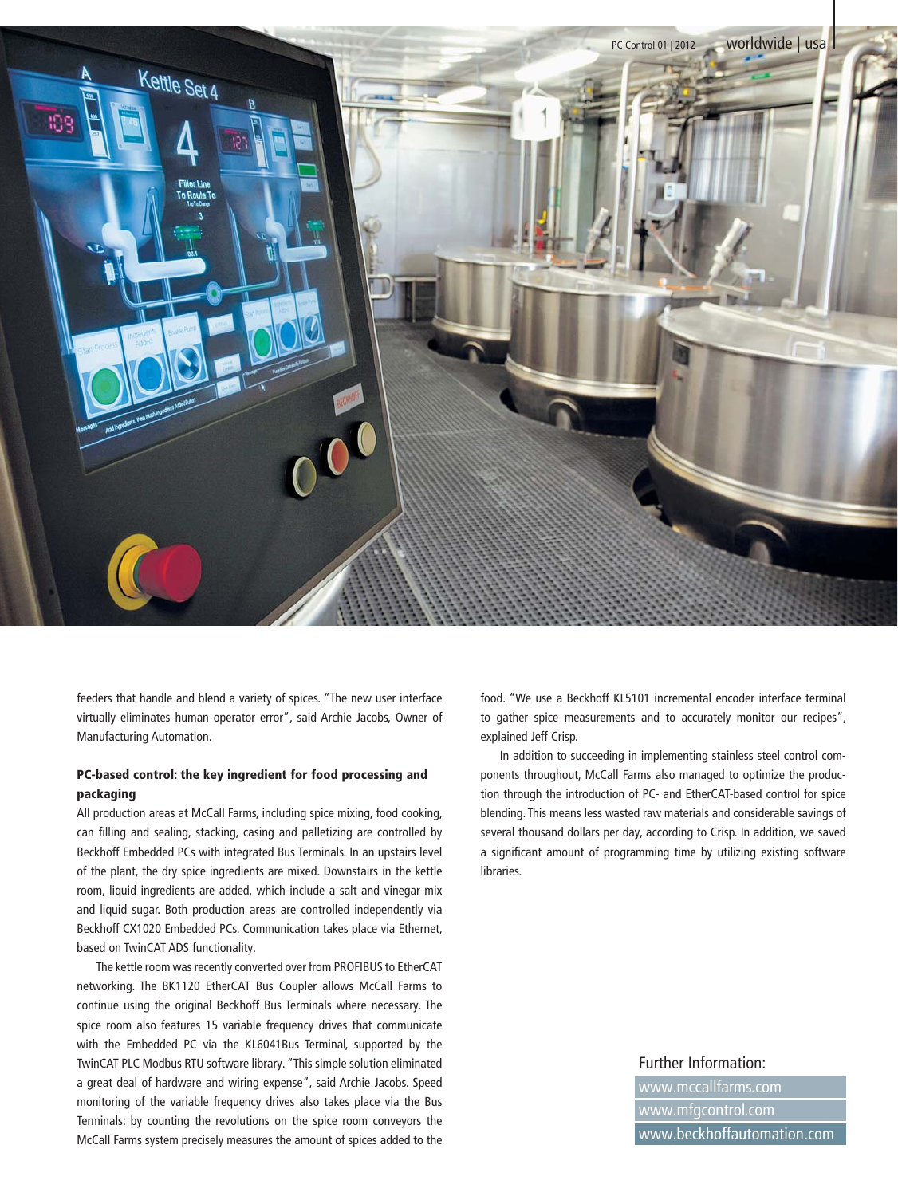feeders that handle and blend a variety of spices. "The new user interface virtually eliminates human operator error", said Archie Jacobs, Owner of Manufacturing Automation.

**PC-based control: the key ingredient for food processing and packaging**

All production areas at McCall Farms, including spice mixing, food cooking, can filling and sealing, stacking, casing and palletizing are controlled by Beckhoff Embedded PCs with integrated Bus Terminals. In an upstairs level of the plant, the dry spice ingredients are mixed. Downstairs in the kettle room, liquid ingredients are added, which include a salt and vinegar mix and liquid sugar. Both production areas are controlled independently via Beckhoff CX1020 Embedded PCs. Communication takes place via Ethernet, based on TwinCAT ADS functionality.

The kettle room was recently converted over from PROFIBUS to EtherCAT networking. The BK1120 EtherCAT Bus Coupler allows McCall Farms to continue using the original Beckhoff Bus Terminals where necessary. The spice room also features 15 variable frequency drives that communicate with the Embedded PC via the KL6041Bus Terminal, supported by the TwinCAT PLC Modbus RTU software library. "This simple solution eliminated a great deal of hardware and wiring expense", said Archie Jacobs. Speed monitoring of the variable frequency drives also takes place via the Bus Terminals: by counting the revolutions on the spice room conveyors the McCall Farms system precisely measures the amount of spices added to the food. "We use a Beckhoff KL5101 incremental encoder interface terminal to gather spice measurements and to accurately monitor our recipes", explained Jeff Crisp.

In addition to succeeding in implementing stainless steel control components throughout, McCall Farms also managed to optimize the production through the introduction of PC- and EtherCAT-based control for spice blending. This means less wasted raw materials and considerable savings of several thousand dollars per day, according to Crisp. In addition, we saved a significant amount of programming time by utilizing existing software libraries.

Further Information:

www.mccallfarms.com
www.mfgcontrol.com
www.beckhoffautomation.com